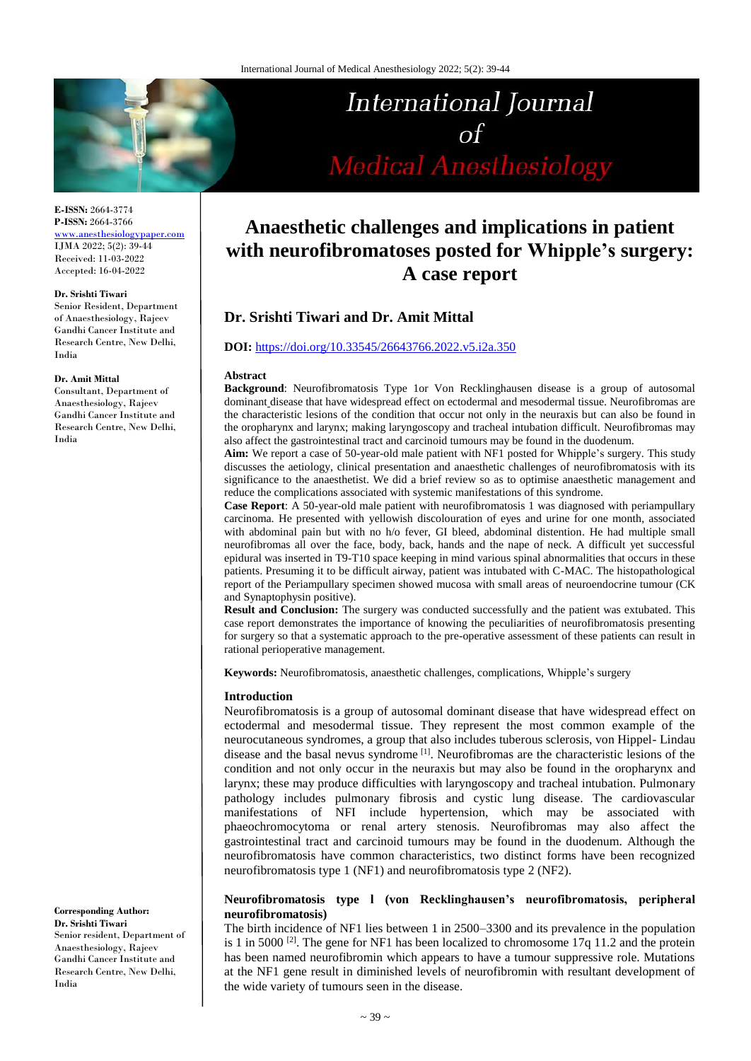E-ISSN: 2664-3774
P-ISSN: 2664-3766
www.anesthesiologypaper.com
IJMA 2022; 5(2): 39-44
Received: 11-03-2022
Accepted: 16-04-2022

**Dr. Srishti Tiwari**
Senior Resident, Department of Anaesthesiology, Rajeev Gandhi Cancer Institute and Research Centre, New Delhi, India

**Dr. Amit Mittal**
Consultant, Department of Anaesthesiology, Rajeev Gandhi Cancer Institute and Research Centre, New Delhi, India

**Corresponding Author:**
**Dr. Srishti Tiwari**
Senior resident, Department of Anaesthesiology, Rajeev Gandhi Cancer Institute and Research Centre, New Delhi, India

# Anaesthetic challenges and implications in patient with neurofibromatoses posted for Whipple's surgery: A case report

## Dr. Srishti Tiwari and Dr. Amit Mittal

**DOI:** https://doi.org/10.33545/26643766.2022.v5.i2a.350

### Abstract

**Background**: Neurofibromatosis Type 1or Von Recklinghausen disease is a group of autosomal dominant disease that have widespread effect on ectodermal and mesodermal tissue. Neurofibromas are the characteristic lesions of the condition that occur not only in the neuraxis but can also be found in the oropharynx and larynx; making laryngoscopy and tracheal intubation difficult. Neurofibromas may also affect the gastrointestinal tract and carcinoid tumours may be found in the duodenum.

**Aim:** We report a case of 50-year-old male patient with NF1 posted for Whipple's surgery. This study discusses the aetiology, clinical presentation and anaesthetic challenges of neurofibromatosis with its significance to the anaesthetist. We did a brief review so as to optimise anaesthetic management and reduce the complications associated with systemic manifestations of this syndrome.

**Case Report**: A 50-year-old male patient with neurofibromatosis 1 was diagnosed with periampullary carcinoma. He presented with yellowish discolouration of eyes and urine for one month, associated with abdominal pain but with no h/o fever, GI bleed, abdominal distention. He had multiple small neurofibromas all over the face, body, back, hands and the nape of neck. A difficult yet successful epidural was inserted in T9-T10 space keeping in mind various spinal abnormalities that occurs in these patients. Presuming it to be difficult airway, patient was intubated with C-MAC. The histopathological report of the Periampullary specimen showed mucosa with small areas of neuroendocrine tumour (CK and Synaptophysin positive).

**Result and Conclusion:** The surgery was conducted successfully and the patient was extubated. This case report demonstrates the importance of knowing the peculiarities of neurofibromatosis presenting for surgery so that a systematic approach to the pre-operative assessment of these patients can result in rational perioperative management.

**Keywords:** Neurofibromatosis, anaesthetic challenges, complications, Whipple's surgery

### Introduction

Neurofibromatosis is a group of autosomal dominant disease that have widespread effect on ectodermal and mesodermal tissue. They represent the most common example of the neurocutaneous syndromes, a group that also includes tuberous sclerosis, von Hippel- Lindau disease and the basal nevus syndrome [1]. Neurofibromas are the characteristic lesions of the condition and not only occur in the neuraxis but may also be found in the oropharynx and larynx; these may produce difficulties with laryngoscopy and tracheal intubation. Pulmonary pathology includes pulmonary fibrosis and cystic lung disease. The cardiovascular manifestations of NFI include hypertension, which may be associated with phaeochromocytoma or renal artery stenosis. Neurofibromas may also affect the gastrointestinal tract and carcinoid tumours may be found in the duodenum. Although the neurofibromatosis have common characteristics, two distinct forms have been recognized neurofibromatosis type 1 (NF1) and neurofibromatosis type 2 (NF2).

#### Neurofibromatosis type I (von Recklinghausen's neurofibromatosis, peripheral neurofibromatosis)

The birth incidence of NF1 lies between 1 in 2500–3300 and its prevalence in the population is 1 in 5000 [2]. The gene for NF1 has been localized to chromosome 17q 11.2 and the protein has been named neurofibromin which appears to have a tumour suppressive role. Mutations at the NF1 gene result in diminished levels of neurofibromin with resultant development of the wide variety of tumours seen in the disease.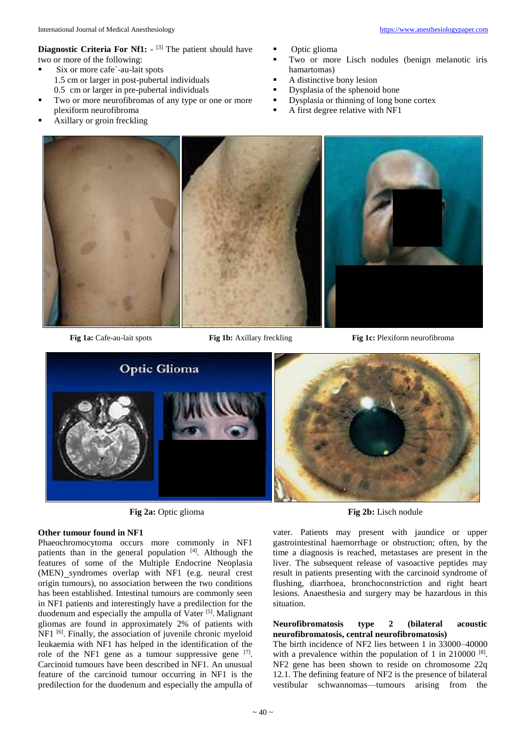**Diagnostic Criteria For Nf1:** - [3] The patient should have two or more of the following:

- Six or more cafe´-au-lait spots
  1.5 cm or larger in post-pubertal individuals
  0.5 cm or larger in pre-pubertal individuals
- Two or more neurofibromas of any type or one or more plexiform neurofibroma
- Axillary or groin freckling
- Optic glioma
- Two or more Lisch nodules (benign melanotic iris hamartomas)
- A distinctive bony lesion
- Dysplasia of the sphenoid bone
- Dysplasia or thinning of long bone cortex
- A first degree relative with NF1

**Fig 1a:** Cafe-au-lait spots

**Fig 1b:** Axillary freckling

**Fig 1c:** Plexiform neurofibroma

**Fig 2a:** Optic glioma

**Fig 2b:** Lisch nodule

**Other tumour found in NF1**

Phaeochromocytoma occurs more commonly in NF1 patients than in the general population [4]. Although the features of some of the Multiple Endocrine Neoplasia (MEN)_syndromes overlap with NF1 (e.g. neural crest origin tumours), no association between the two conditions has been established. Intestinal tumours are commonly seen in NF1 patients and interestingly have a predilection for the duodenum and especially the ampulla of Vater [5]. Malignant gliomas are found in approximately 2% of patients with NF1 [6]. Finally, the association of juvenile chronic myeloid leukaemia with NF1 has helped in the identification of the role of the NF1 gene as a tumour suppressive gene [7]. Carcinoid tumours have been described in NF1. An unusual feature of the carcinoid tumour occurring in NF1 is the predilection for the duodenum and especially the ampulla of vater. Patients may present with jaundice or upper gastrointestinal haemorrhage or obstruction; often, by the time a diagnosis is reached, metastases are present in the liver. The subsequent release of vasoactive peptides may result in patients presenting with the carcinoid syndrome of flushing, diarrhoea, bronchoconstriction and right heart lesions. Anaesthesia and surgery may be hazardous in this situation.

**Neurofibromatosis type 2 (bilateral acoustic neurofibromatosis, central neurofibromatosis)**

The birth incidence of NF2 lies between 1 in 33000–40000 with a prevalence within the population of 1 in 210000 [8]. NF2 gene has been shown to reside on chromosome 22q 12.1. The defining feature of NF2 is the presence of bilateral vestibular schwannomas—tumours arising from the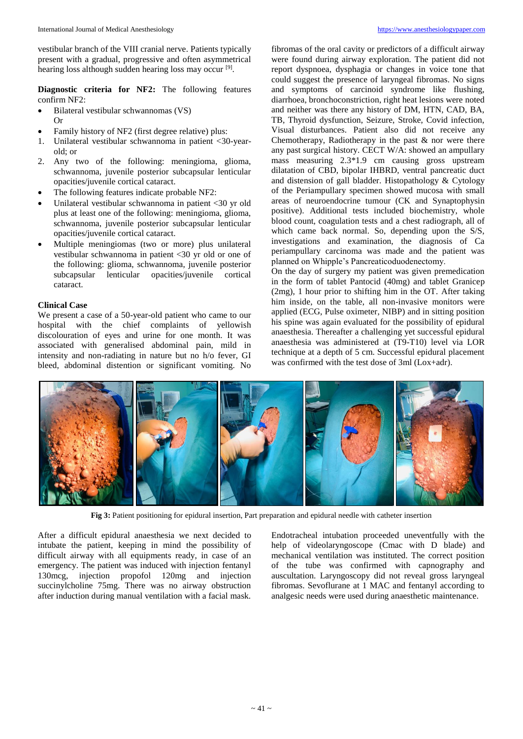vestibular branch of the VIII cranial nerve. Patients typically present with a gradual, progressive and often asymmetrical hearing loss although sudden hearing loss may occur [9].

**Diagnostic criteria for NF2:** The following features confirm NF2:

- Bilateral vestibular schwannomas (VS)
  Or
- Family history of NF2 (first degree relative) plus:

1. Unilateral vestibular schwannoma in patient <30-year-old; or
2. Any two of the following: meningioma, glioma, schwannoma, juvenile posterior subcapsular lenticular opacities/juvenile cortical cataract.

- The following features indicate probable NF2:
- Unilateral vestibular schwannoma in patient <30 yr old plus at least one of the following: meningioma, glioma, schwannoma, juvenile posterior subcapsular lenticular opacities/juvenile cortical cataract.
- Multiple meningiomas (two or more) plus unilateral vestibular schwannoma in patient <30 yr old or one of the following: glioma, schwannoma, juvenile posterior subcapsular lenticular opacities/juvenile cortical cataract.

**Clinical Case**

We present a case of a 50-year-old patient who came to our hospital with the chief complaints of yellowish discolouration of eyes and urine for one month. It was associated with generalised abdominal pain, mild in intensity and non-radiating in nature but no h/o fever, GI bleed, abdominal distention or significant vomiting. No fibromas of the oral cavity or predictors of a difficult airway were found during airway exploration. The patient did not report dyspnoea, dysphagia or changes in voice tone that could suggest the presence of laryngeal fibromas. No signs and symptoms of carcinoid syndrome like flushing, diarrhoea, bronchoconstriction, right heat lesions were noted and neither was there any history of DM, HTN, CAD, BA, TB, Thyroid dysfunction, Seizure, Stroke, Covid infection, Visual disturbances. Patient also did not receive any Chemotherapy, Radiotherapy in the past & nor were there any past surgical history. CECT W/A: showed an ampullary mass measuring 2.3*1.9 cm causing gross upstream dilatation of CBD, bipolar IHBRD, ventral pancreatic duct and distension of gall bladder. Histopathology & Cytology of the Periampullary specimen showed mucosa with small areas of neuroendocrine tumour (CK and Synaptophysin positive). Additional tests included biochemistry, whole blood count, coagulation tests and a chest radiograph, all of which came back normal. So, depending upon the S/S, investigations and examination, the diagnosis of Ca periampullary carcinoma was made and the patient was planned on Whipple's Pancreaticoduodenectomy.

On the day of surgery my patient was given premedication in the form of tablet Pantocid (40mg) and tablet Granicep (2mg), 1 hour prior to shifting him in the OT. After taking him inside, on the table, all non-invasive monitors were applied (ECG, Pulse oximeter, NIBP) and in sitting position his spine was again evaluated for the possibility of epidural anaesthesia. Thereafter a challenging yet successful epidural anaesthesia was administered at (T9-T10) level via LOR technique at a depth of 5 cm. Successful epidural placement was confirmed with the test dose of 3ml (Lox+adr).

**Fig 3:** Patient positioning for epidural insertion, Part preparation and epidural needle with catheter insertion

After a difficult epidural anaesthesia we next decided to intubate the patient, keeping in mind the possibility of difficult airway with all equipments ready, in case of an emergency. The patient was induced with injection fentanyl 130mcg, injection propofol 120mg and injection succinylcholine 75mg. There was no airway obstruction after induction during manual ventilation with a facial mask. Endotracheal intubation proceeded uneventfully with the help of videolaryngoscope (Cmac with D blade) and mechanical ventilation was instituted. The correct position of the tube was confirmed with capnography and auscultation. Laryngoscopy did not reveal gross laryngeal fibromas. Sevoflurane at 1 MAC and fentanyl according to analgesic needs were used during anaesthetic maintenance.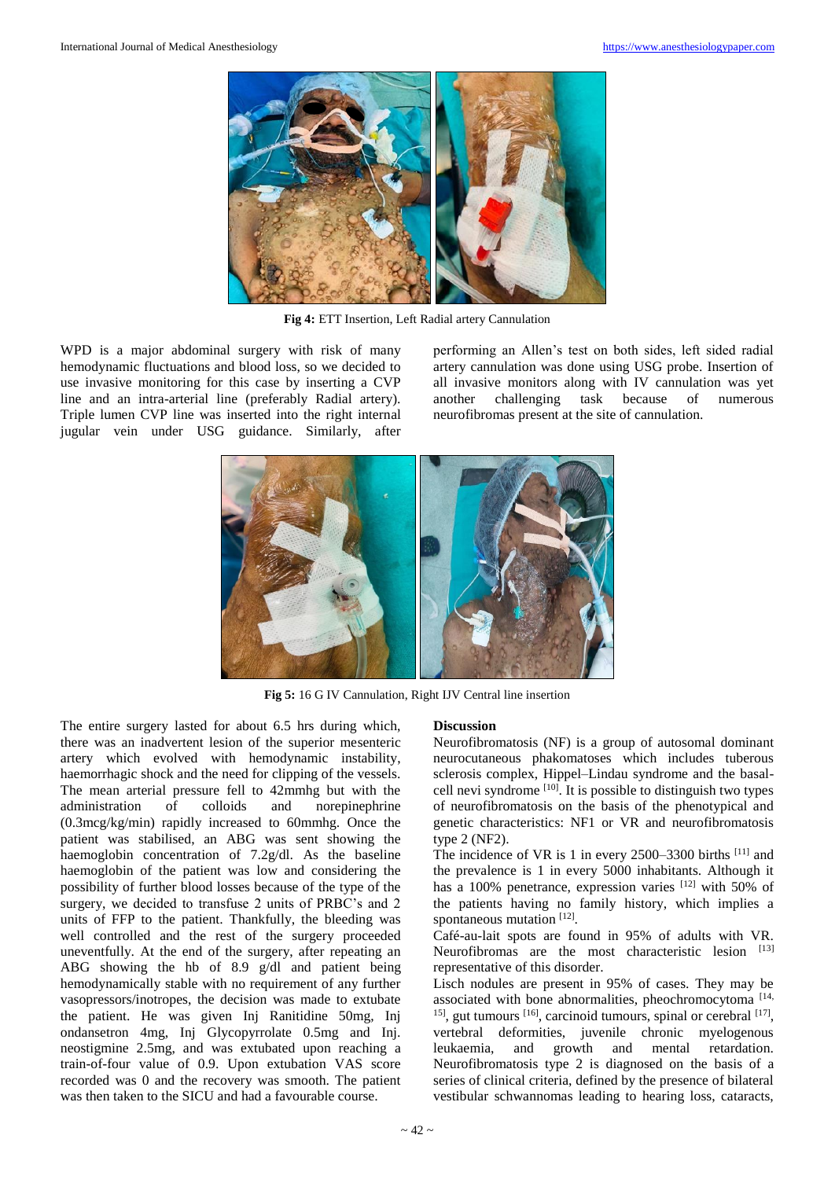Fig 4: ETT Insertion, Left Radial artery Cannulation

WPD is a major abdominal surgery with risk of many hemodynamic fluctuations and blood loss, so we decided to use invasive monitoring for this case by inserting a CVP line and an intra-arterial line (preferably Radial artery). Triple lumen CVP line was inserted into the right internal jugular vein under USG guidance. Similarly, after performing an Allen's test on both sides, left sided radial artery cannulation was done using USG probe. Insertion of all invasive monitors along with IV cannulation was yet another challenging task because of numerous neurofibromas present at the site of cannulation.

Fig 5: 16 G IV Cannulation, Right IJV Central line insertion

The entire surgery lasted for about 6.5 hrs during which, there was an inadvertent lesion of the superior mesenteric artery which evolved with hemodynamic instability, haemorrhagic shock and the need for clipping of the vessels. The mean arterial pressure fell to 42mmhg but with the administration of colloids and norepinephrine (0.3mcg/kg/min) rapidly increased to 60mmhg. Once the patient was stabilised, an ABG was sent showing the haemoglobin concentration of 7.2g/dl. As the baseline haemoglobin of the patient was low and considering the possibility of further blood losses because of the type of the surgery, we decided to transfuse 2 units of PRBC's and 2 units of FFP to the patient. Thankfully, the bleeding was well controlled and the rest of the surgery proceeded uneventfully. At the end of the surgery, after repeating an ABG showing the hb of 8.9 g/dl and patient being hemodynamically stable with no requirement of any further vasopressors/inotropes, the decision was made to extubate the patient. He was given Inj Ranitidine 50mg, Inj ondansetron 4mg, Inj Glycopyrrolate 0.5mg and Inj. neostigmine 2.5mg, and was extubated upon reaching a train-of-four value of 0.9. Upon extubation VAS score recorded was 0 and the recovery was smooth. The patient was then taken to the SICU and had a favourable course.

## Discussion

Neurofibromatosis (NF) is a group of autosomal dominant neurocutaneous phakomatoses which includes tuberous sclerosis complex, Hippel–Lindau syndrome and the basal-cell nevi syndrome [10]. It is possible to distinguish two types of neurofibromatosis on the basis of the phenotypical and genetic characteristics: NF1 or VR and neurofibromatosis type 2 (NF2).

The incidence of VR is 1 in every 2500–3300 births [11] and the prevalence is 1 in every 5000 inhabitants. Although it has a 100% penetrance, expression varies [12] with 50% of the patients having no family history, which implies a spontaneous mutation [12].

Café-au-lait spots are found in 95% of adults with VR. Neurofibromas are the most characteristic lesion [13] representative of this disorder.

Lisch nodules are present in 95% of cases. They may be associated with bone abnormalities, pheochromocytoma [14, 15], gut tumours [16], carcinoid tumours, spinal or cerebral [17], vertebral deformities, juvenile chronic myelogenous leukaemia, and growth and mental retardation. Neurofibromatosis type 2 is diagnosed on the basis of a series of clinical criteria, defined by the presence of bilateral vestibular schwannomas leading to hearing loss, cataracts,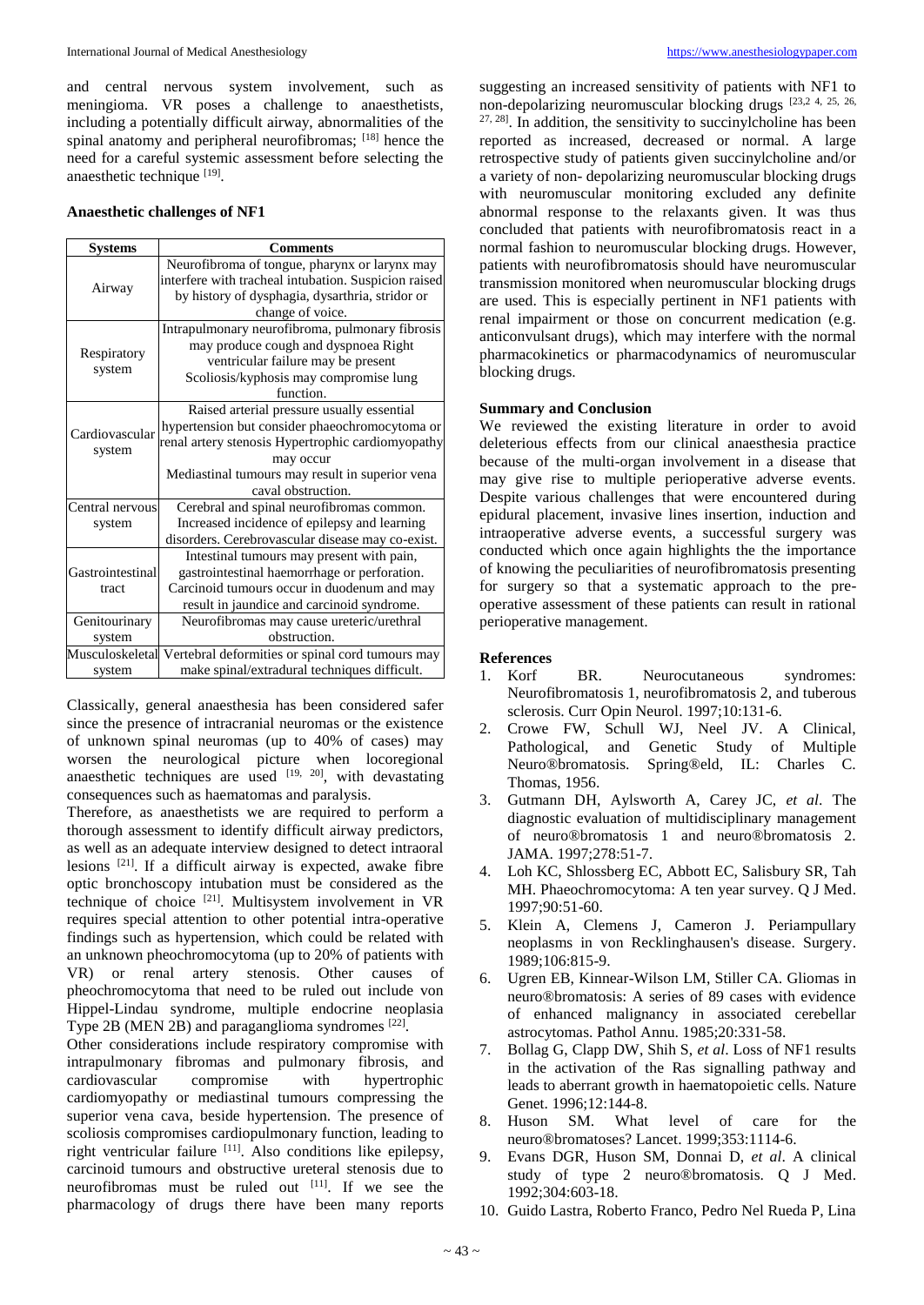and central nervous system involvement, such as meningioma. VR poses a challenge to anaesthetists, including a potentially difficult airway, abnormalities of the spinal anatomy and peripheral neurofibromas; [18] hence the need for a careful systemic assessment before selecting the anaesthetic technique [19].

### Anaesthetic challenges of NF1

| Systems | Comments |
|---|---|
| Airway | Neurofibroma of tongue, pharynx or larynx may interfere with tracheal intubation. Suspicion raised by history of dysphagia, dysarthria, stridor or change of voice. |
| Respiratory system | Intrapulmonary neurofibroma, pulmonary fibrosis may produce cough and dyspnoea Right ventricular failure may be present Scoliosis/kyphosis may compromise lung function. |
| Cardiovascular system | Raised arterial pressure usually essential hypertension but consider phaeochromocytoma or renal artery stenosis Hypertrophic cardiomyopathy may occur Mediastinal tumours may result in superior vena caval obstruction. |
| Central nervous system | Cerebral and spinal neurofibromas common. Increased incidence of epilepsy and learning disorders. Cerebrovascular disease may co-exist. |
| Gastrointestinal tract | Intestinal tumours may present with pain, gastrointestinal haemorrhage or perforation. Carcinoid tumours occur in duodenum and may result in jaundice and carcinoid syndrome. |
| Genitourinary system | Neurofibromas may cause ureteric/urethral obstruction. |
| Musculoskeletal system | Vertebral deformities or spinal cord tumours may make spinal/extradural techniques difficult. |

Classically, general anaesthesia has been considered safer since the presence of intracranial neuromas or the existence of unknown spinal neuromas (up to 40% of cases) may worsen the neurological picture when locoregional anaesthetic techniques are used [19, 20], with devastating consequences such as haematomas and paralysis.

Therefore, as anaesthetists we are required to perform a thorough assessment to identify difficult airway predictors, as well as an adequate interview designed to detect intraoral lesions [21]. If a difficult airway is expected, awake fibre optic bronchoscopy intubation must be considered as the technique of choice [21]. Multisystem involvement in VR requires special attention to other potential intra-operative findings such as hypertension, which could be related with an unknown pheochromocytoma (up to 20% of patients with VR) or renal artery stenosis. Other causes of pheochromocytoma that need to be ruled out include von Hippel-Lindau syndrome, multiple endocrine neoplasia Type 2B (MEN 2B) and paraganglioma syndromes [22].

Other considerations include respiratory compromise with intrapulmonary fibromas and pulmonary fibrosis, and cardiovascular compromise with hypertrophic cardiomyopathy or mediastinal tumours compressing the superior vena cava, beside hypertension. The presence of scoliosis compromises cardiopulmonary function, leading to right ventricular failure [11]. Also conditions like epilepsy, carcinoid tumours and obstructive ureteral stenosis due to neurofibromas must be ruled out [11]. If we see the pharmacology of drugs there have been many reports suggesting an increased sensitivity of patients with NF1 to non-depolarizing neuromuscular blocking drugs [23,2 4, 25, 26, 27, 28]. In addition, the sensitivity to succinylcholine has been reported as increased, decreased or normal. A large retrospective study of patients given succinylcholine and/or a variety of non- depolarizing neuromuscular blocking drugs with neuromuscular monitoring excluded any definite abnormal response to the relaxants given. It was thus concluded that patients with neurofibromatosis react in a normal fashion to neuromuscular blocking drugs. However, patients with neurofibromatosis should have neuromuscular transmission monitored when neuromuscular blocking drugs are used. This is especially pertinent in NF1 patients with renal impairment or those on concurrent medication (e.g. anticonvulsant drugs), which may interfere with the normal pharmacokinetics or pharmacodynamics of neuromuscular blocking drugs.

### Summary and Conclusion

We reviewed the existing literature in order to avoid deleterious effects from our clinical anaesthesia practice because of the multi-organ involvement in a disease that may give rise to multiple perioperative adverse events. Despite various challenges that were encountered during epidural placement, invasive lines insertion, induction and intraoperative adverse events, a successful surgery was conducted which once again highlights the the importance of knowing the peculiarities of neurofibromatosis presenting for surgery so that a systematic approach to the pre-operative assessment of these patients can result in rational perioperative management.

### References

1. Korf BR. Neurocutaneous syndromes: Neurofibromatosis 1, neurofibromatosis 2, and tuberous sclerosis. Curr Opin Neurol. 1997;10:131-6.
2. Crowe FW, Schull WJ, Neel JV. A Clinical, Pathological, and Genetic Study of Multiple Neuro®bromatosis. Spring®eld, IL: Charles C. Thomas, 1956.
3. Gutmann DH, Aylsworth A, Carey JC, *et al*. The diagnostic evaluation of multidisciplinary management of neuro®bromatosis 1 and neuro®bromatosis 2. JAMA. 1997;278:51-7.
4. Loh KC, Shlossberg EC, Abbott EC, Salisbury SR, Tah MH. Phaeochromocytoma: A ten year survey. Q J Med. 1997;90:51-60.
5. Klein A, Clemens J, Cameron J. Periampullary neoplasms in von Recklinghausen's disease. Surgery. 1989;106:815-9.
6. Ugren EB, Kinnear-Wilson LM, Stiller CA. Gliomas in neuro®bromatosis: A series of 89 cases with evidence of enhanced malignancy in associated cerebellar astrocytomas. Pathol Annu. 1985;20:331-58.
7. Bollag G, Clapp DW, Shih S, *et al*. Loss of NF1 results in the activation of the Ras signalling pathway and leads to aberrant growth in haematopoietic cells. Nature Genet. 1996;12:144-8.
8. Huson SM. What level of care for the neuro®bromatoses? Lancet. 1999;353:1114-6.
9. Evans DGR, Huson SM, Donnai D, *et al*. A clinical study of type 2 neuro®bromatosis. Q J Med. 1992;304:603-18.
10. Guido Lastra, Roberto Franco, Pedro Nel Rueda P, Lina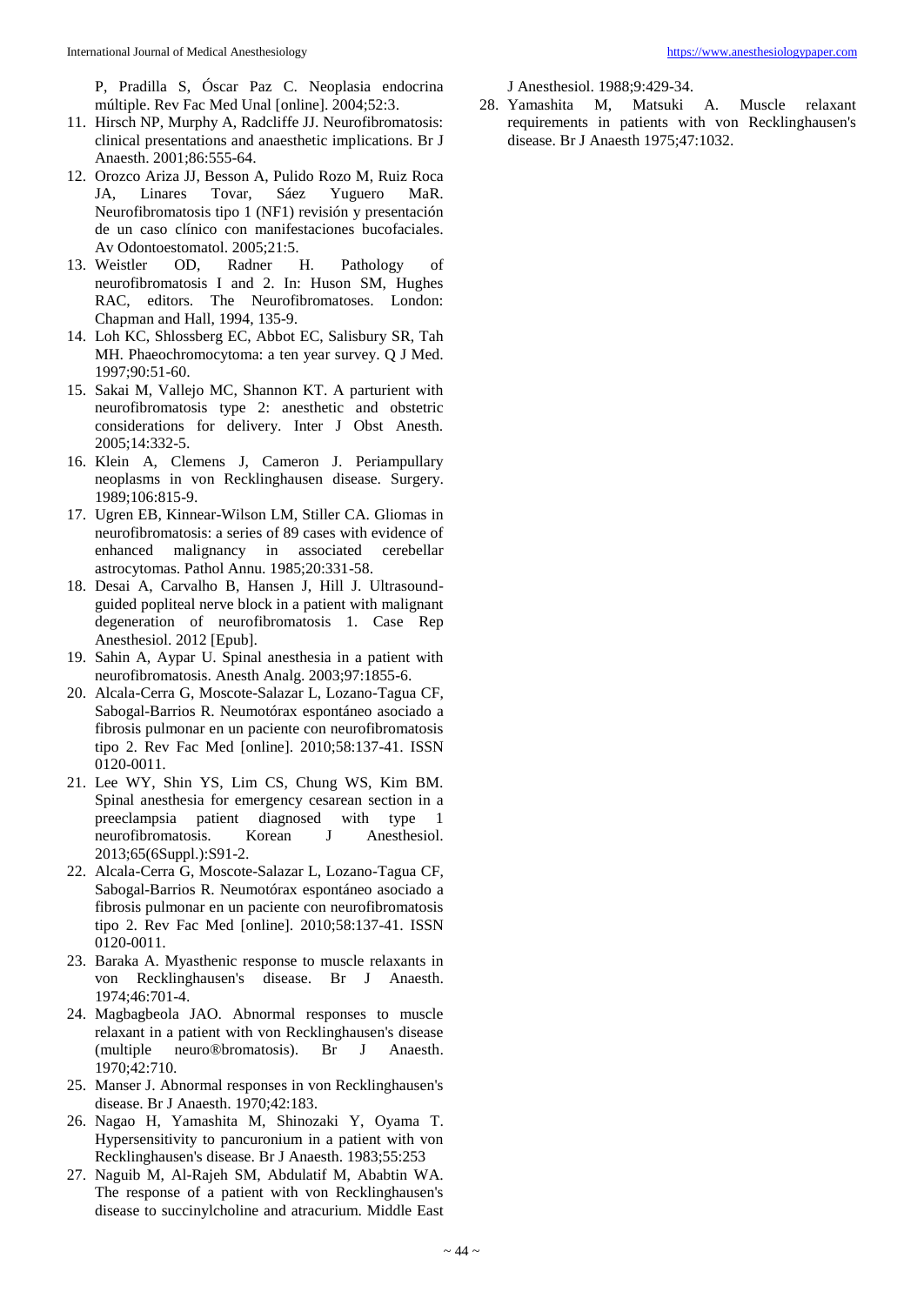P, Pradilla S, Óscar Paz C. Neoplasia endocrina múltiple. Rev Fac Med Unal [online]. 2004;52:3.

11. Hirsch NP, Murphy A, Radcliffe JJ. Neurofibromatosis: clinical presentations and anaesthetic implications. Br J Anaesth. 2001;86:555-64.
12. Orozco Ariza JJ, Besson A, Pulido Rozo M, Ruiz Roca JA, Linares Tovar, Sáez Yuguero MaR. Neurofibromatosis tipo 1 (NF1) revisión y presentación de un caso clínico con manifestaciones bucofaciales. Av Odontoestomatol. 2005;21:5.
13. Weistler OD, Radner H. Pathology of neurofibromatosis I and 2. In: Huson SM, Hughes RAC, editors. The Neurofibromatoses. London: Chapman and Hall, 1994, 135-9.
14. Loh KC, Shlossberg EC, Abbot EC, Salisbury SR, Tah MH. Phaeochromocytoma: a ten year survey. Q J Med. 1997;90:51-60.
15. Sakai M, Vallejo MC, Shannon KT. A parturient with neurofibromatosis type 2: anesthetic and obstetric considerations for delivery. Inter J Obst Anesth. 2005;14:332-5.
16. Klein A, Clemens J, Cameron J. Periampullary neoplasms in von Recklinghausen disease. Surgery. 1989;106:815-9.
17. Ugren EB, Kinnear-Wilson LM, Stiller CA. Gliomas in neurofibromatosis: a series of 89 cases with evidence of enhanced malignancy in associated cerebellar astrocytomas. Pathol Annu. 1985;20:331-58.
18. Desai A, Carvalho B, Hansen J, Hill J. Ultrasound-guided popliteal nerve block in a patient with malignant degeneration of neurofibromatosis 1. Case Rep Anesthesiol. 2012 [Epub].
19. Sahin A, Aypar U. Spinal anesthesia in a patient with neurofibromatosis. Anesth Analg. 2003;97:1855-6.
20. Alcala-Cerra G, Moscote-Salazar L, Lozano-Tagua CF, Sabogal-Barrios R. Neumotórax espontáneo asociado a fibrosis pulmonar en un paciente con neurofibromatosis tipo 2. Rev Fac Med [online]. 2010;58:137-41. ISSN 0120-0011.
21. Lee WY, Shin YS, Lim CS, Chung WS, Kim BM. Spinal anesthesia for emergency cesarean section in a preeclampsia patient diagnosed with type 1 neurofibromatosis. Korean J Anesthesiol. 2013;65(6Suppl.):S91-2.
22. Alcala-Cerra G, Moscote-Salazar L, Lozano-Tagua CF, Sabogal-Barrios R. Neumotórax espontáneo asociado a fibrosis pulmonar en un paciente con neurofibromatosis tipo 2. Rev Fac Med [online]. 2010;58:137-41. ISSN 0120-0011.
23. Baraka A. Myasthenic response to muscle relaxants in von Recklinghausen's disease. Br J Anaesth. 1974;46:701-4.
24. Magbagbeola JAO. Abnormal responses to muscle relaxant in a patient with von Recklinghausen's disease (multiple neuro®bromatosis). Br J Anaesth. 1970;42:710.
25. Manser J. Abnormal responses in von Recklinghausen's disease. Br J Anaesth. 1970;42:183.
26. Nagao H, Yamashita M, Shinozaki Y, Oyama T. Hypersensitivity to pancuronium in a patient with von Recklinghausen's disease. Br J Anaesth. 1983;55:253
27. Naguib M, Al-Rajeh SM, Abdulatif M, Ababtin WA. The response of a patient with von Recklinghausen's disease to succinylcholine and atracurium. Middle East J Anesthesiol. 1988;9:429-34.
28. Yamashita M, Matsuki A. Muscle relaxant requirements in patients with von Recklinghausen's disease. Br J Anaesth 1975;47:1032.